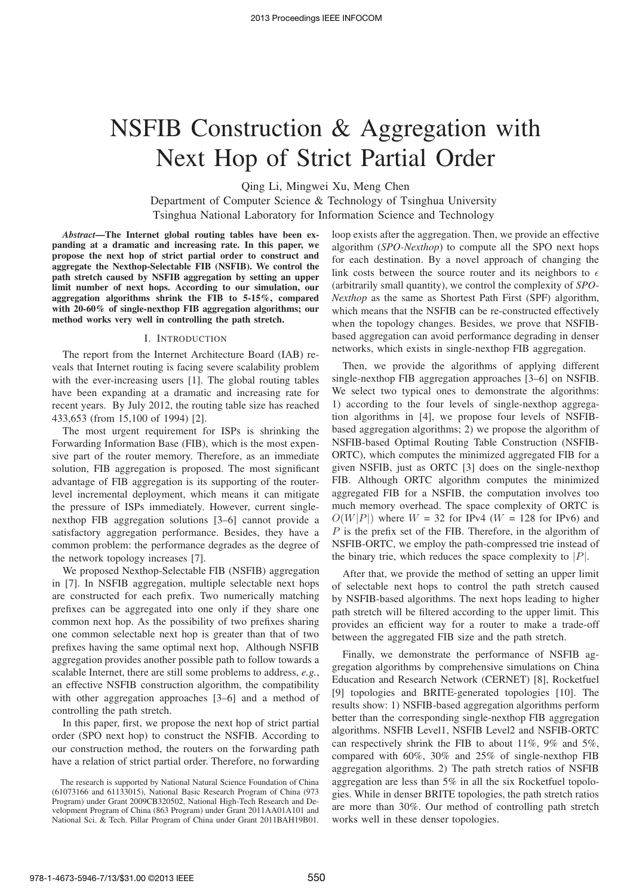# NSFIB Construction & Aggregation with Next Hop of Strict Partial Order

Qing Li, Mingwei Xu, Meng Chen

Department of Computer Science & Technology of Tsinghua University

Tsinghua National Laboratory for Information Science and Technology

***Abstract*—The Internet global routing tables have been expanding at a dramatic and increasing rate. In this paper, we propose the next hop of strict partial order to construct and aggregate the Nexthop-Selectable FIB (NSFIB). We control the path stretch caused by NSFIB aggregation by setting an upper limit number of next hops. According to our simulation, our aggregation algorithms shrink the FIB to 5-15%, compared with 20-60% of single-nexthop FIB aggregation algorithms; our method works very well in controlling the path stretch.**

## I. Introduction

The report from the Internet Architecture Board (IAB) reveals that Internet routing is facing severe scalability problem with the ever-increasing users [1]. The global routing tables have been expanding at a dramatic and increasing rate for recent years. By July 2012, the routing table size has reached 433,653 (from 15,100 of 1994) [2].

The most urgent requirement for ISPs is shrinking the Forwarding Information Base (FIB), which is the most expensive part of the router memory. Therefore, as an immediate solution, FIB aggregation is proposed. The most significant advantage of FIB aggregation is its supporting of the router-level incremental deployment, which means it can mitigate the pressure of ISPs immediately. However, current single-nexthop FIB aggregation solutions [3–6] cannot provide a satisfactory aggregation performance. Besides, they have a common problem: the performance degrades as the degree of the network topology increases [7].

We proposed Nexthop-Selectable FIB (NSFIB) aggregation in [7]. In NSFIB aggregation, multiple selectable next hops are constructed for each prefix. Two numerically matching prefixes can be aggregated into one only if they share one common next hop. As the possibility of two prefixes sharing one common selectable next hop is greater than that of two prefixes having the same optimal next hop, Although NSFIB aggregation provides another possible path to follow towards a scalable Internet, there are still some problems to address, *e.g.*, an effective NSFIB construction algorithm, the compatibility with other aggregation approaches [3–6] and a method of controlling the path stretch.

In this paper, first, we propose the next hop of strict partial order (SPO next hop) to construct the NSFIB. According to our construction method, the routers on the forwarding path have a relation of strict partial order. Therefore, no forwarding loop exists after the aggregation. Then, we provide an effective algorithm (*SPO-Nexthop*) to compute all the SPO next hops for each destination. By a novel approach of changing the link costs between the source router and its neighbors to $\epsilon$ (arbitrarily small quantity), we control the complexity of *SPO-Nexthop* as the same as Shortest Path First (SPF) algorithm, which means that the NSFIB can be re-constructed effectively when the topology changes. Besides, we prove that NSFIB-based aggregation can avoid performance degrading in denser networks, which exists in single-nexthop FIB aggregation.

Then, we provide the algorithms of applying different single-nexthop FIB aggregation approaches [3–6] on NSFIB. We select two typical ones to demonstrate the algorithms: 1) according to the four levels of single-nexthop aggregation algorithms in [4], we propose four levels of NSFIB-based aggregation algorithms; 2) we propose the algorithm of NSFIB-based Optimal Routing Table Construction (NSFIB-ORTC), which computes the minimized aggregated FIB for a given NSFIB, just as ORTC [3] does on the single-nexthop FIB. Although ORTC algorithm computes the minimized aggregated FIB for a NSFIB, the computation involves too much memory overhead. The space complexity of ORTC is $O(W|P|)$ where $W$ = 32 for IPv4 ($W$ = 128 for IPv6) and $P$ is the prefix set of the FIB. Therefore, in the algorithm of NSFIB-ORTC, we employ the path-compressed trie instead of the binary trie, which reduces the space complexity to $|P|$.

After that, we provide the method of setting an upper limit of selectable next hops to control the path stretch caused by NSFIB-based algorithms. The next hops leading to higher path stretch will be filtered according to the upper limit. This provides an efficient way for a router to make a trade-off between the aggregated FIB size and the path stretch.

Finally, we demonstrate the performance of NSFIB aggregation algorithms by comprehensive simulations on China Education and Research Network (CERNET) [8], Rocketfuel [9] topologies and BRITE-generated topologies [10]. The results show: 1) NSFIB-based aggregation algorithms perform better than the corresponding single-nexthop FIB aggregation algorithms. NSFIB Level1, NSFIB Level2 and NSFIB-ORTC can respectively shrink the FIB to about 11%, 9% and 5%, compared with 60%, 30% and 25% of single-nexthop FIB aggregation algorithms. 2) The path stretch ratios of NSFIB aggregation are less than 5% in all the six Rocketfuel topologies. While in denser BRITE topologies, the path stretch ratios are more than 30%. Our method of controlling path stretch works well in these denser topologies.

The research is supported by National Natural Science Foundation of China (61073166 and 61133015), National Basic Research Program of China (973 Program) under Grant 2009CB320502, National High-Tech Research and Development Program of China (863 Program) under Grant 2011AA01A101 and National Sci. & Tech. Pillar Program of China under Grant 2011BAH19B01.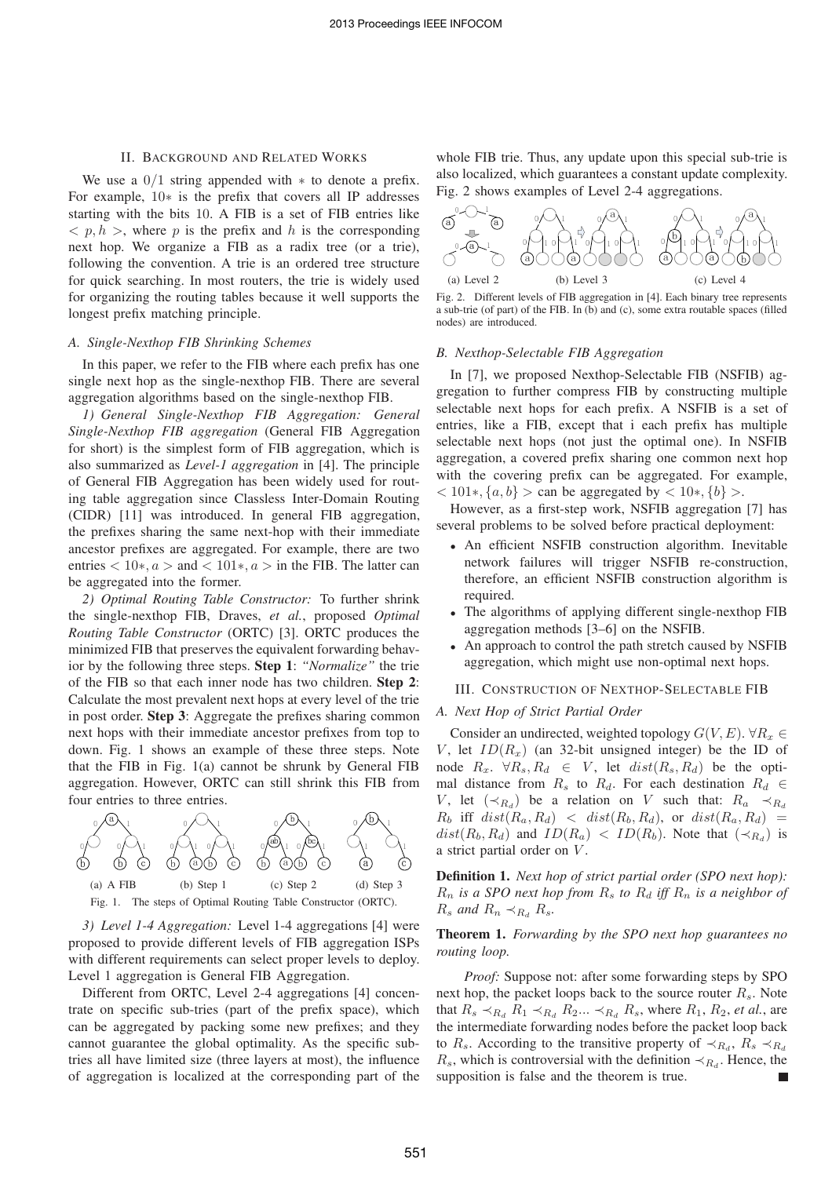## II. Background and Related Works

We use a $0/1$ string appended with $*$ to denote a prefix. For example, $10*$ is the prefix that covers all IP addresses starting with the bits $10$. A FIB is a set of FIB entries like $< p, h >$, where $p$ is the prefix and $h$ is the corresponding next hop. We organize a FIB as a radix tree (or a trie), following the convention. A trie is an ordered tree structure for quick searching. In most routers, the trie is widely used for organizing the routing tables because it well supports the longest prefix matching principle.

### A. Single-Nexthop FIB Shrinking Schemes

In this paper, we refer to the FIB where each prefix has one single next hop as the single-nexthop FIB. There are several aggregation algorithms based on the single-nexthop FIB.

*1) General Single-Nexthop FIB Aggregation: General Single-Nexthop FIB aggregation* (General FIB Aggregation for short) is the simplest form of FIB aggregation, which is also summarized as *Level-1 aggregation* in [4]. The principle of General FIB Aggregation has been widely used for routing table aggregation since Classless Inter-Domain Routing (CIDR) [11] was introduced. In general FIB aggregation, the prefixes sharing the same next-hop with their immediate ancestor prefixes are aggregated. For example, there are two entries $< 10*, a >$ and $< 101*, a >$ in the FIB. The latter can be aggregated into the former.

*2) Optimal Routing Table Constructor:* To further shrink the single-nexthop FIB, Draves, *et al.*, proposed *Optimal Routing Table Constructor* (ORTC) [3]. ORTC produces the minimized FIB that preserves the equivalent forwarding behavior by the following three steps. **Step 1**: *"Normalize"* the trie of the FIB so that each inner node has two children. **Step 2**: Calculate the most prevalent next hops at every level of the trie in post order. **Step 3**: Aggregate the prefixes sharing common next hops with their immediate ancestor prefixes from top to down. Fig. 1 shows an example of these three steps. Note that the FIB in Fig. 1(a) cannot be shrunk by General FIB aggregation. However, ORTC can still shrink this FIB from four entries to three entries.

(a) A FIB (b) Step 1 (c) Step 2 (d) Step 3

Fig. 1. The steps of Optimal Routing Table Constructor (ORTC).

*3) Level 1-4 Aggregation:* Level 1-4 aggregations [4] were proposed to provide different levels of FIB aggregation ISPs with different requirements can select proper levels to deploy. Level 1 aggregation is General FIB Aggregation.

Different from ORTC, Level 2-4 aggregations [4] concentrate on specific sub-tries (part of the prefix space), which can be aggregated by packing some new prefixes; and they cannot guarantee the global optimality. As the specific sub-tries all have limited size (three layers at most), the influence of aggregation is localized at the corresponding part of the whole FIB trie. Thus, any update upon this special sub-trie is also localized, which guarantees a constant update complexity. Fig. 2 shows examples of Level 2-4 aggregations.

(a) Level 2 (b) Level 3 (c) Level 4

Fig. 2. Different levels of FIB aggregation in [4]. Each binary tree represents a sub-trie (of part) of the FIB. In (b) and (c), some extra routable spaces (filled nodes) are introduced.

### B. Nexthop-Selectable FIB Aggregation

In [7], we proposed Nexthop-Selectable FIB (NSFIB) aggregation to further compress FIB by constructing multiple selectable next hops for each prefix. A NSFIB is a set of entries, like a FIB, except that i each prefix has multiple selectable next hops (not just the optimal one). In NSFIB aggregation, a covered prefix sharing one common next hop with the covering prefix can be aggregated. For example, $< 101*, \{a, b\} >$ can be aggregated by $< 10*, \{b\} >$.

However, as a first-step work, NSFIB aggregation [7] has several problems to be solved before practical deployment:

- An efficient NSFIB construction algorithm. Inevitable network failures will trigger NSFIB re-construction, therefore, an efficient NSFIB construction algorithm is required.
- The algorithms of applying different single-nexthop FIB aggregation methods [3–6] on the NSFIB.
- An approach to control the path stretch caused by NSFIB aggregation, which might use non-optimal next hops.

## III. Construction of Nexthop-Selectable FIB

### A. Next Hop of Strict Partial Order

Consider an undirected, weighted topology $G(V, E)$. $\forall R_x \in V$, let $ID(R_x)$ (an 32-bit unsigned integer) be the ID of node $R_x$. $\forall R_s, R_d \in V$, let $dist(R_s, R_d)$ be the optimal distance from $R_s$ to $R_d$. For each destination $R_d \in V$, let $(\prec_{R_d})$ be a relation on $V$ such that: $R_a \prec_{R_d} R_b$ iff $dist(R_a, R_d) < dist(R_b, R_d)$, or $dist(R_a, R_d) = dist(R_b, R_d)$ and $ID(R_a) < ID(R_b)$. Note that $(\prec_{R_d})$ is a strict partial order on $V$.

**Definition 1.** *Next hop of strict partial order (SPO next hop): $R_n$ is a SPO next hop from $R_s$ to $R_d$ iff $R_n$ is a neighbor of $R_s$ and $R_n \prec_{R_d} R_s$.*

**Theorem 1.** *Forwarding by the SPO next hop guarantees no routing loop.*

*Proof:* Suppose not: after some forwarding steps by SPO next hop, the packet loops back to the source router $R_s$. Note that $R_s \prec_{R_d} R_1 \prec_{R_d} R_2 ... \prec_{R_d} R_s$, where $R_1$, $R_2$, *et al.*, are the intermediate forwarding nodes before the packet loop back to $R_s$. According to the transitive property of $\prec_{R_d}$, $R_s \prec_{R_d} R_s$, which is controversial with the definition $\prec_{R_d}$. Hence, the supposition is false and the theorem is true. ∎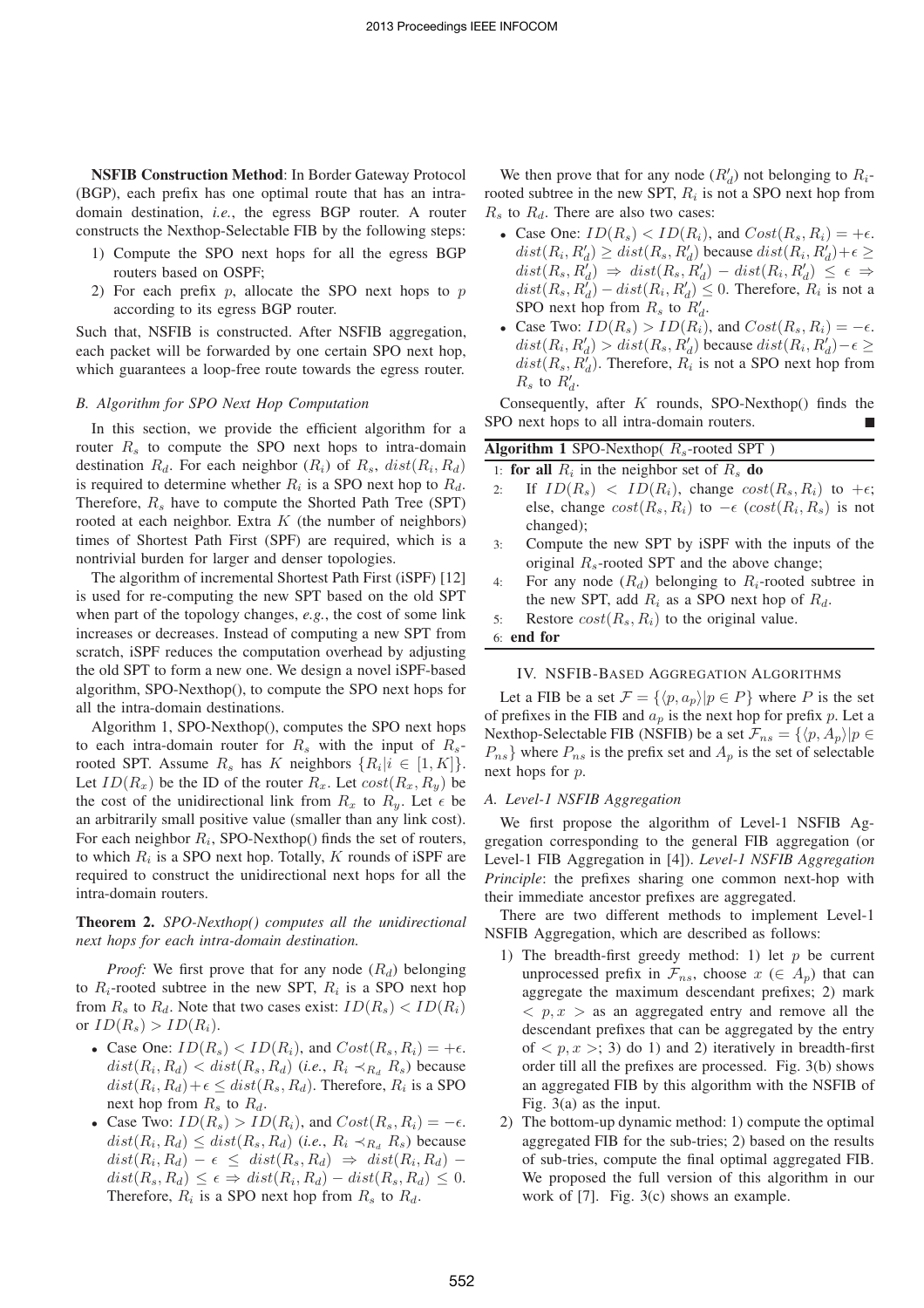**NSFIB Construction Method**: In Border Gateway Protocol (BGP), each prefix has one optimal route that has an intra-domain destination, *i.e.*, the egress BGP router. A router constructs the Nexthop-Selectable FIB by the following steps:

1) Compute the SPO next hops for all the egress BGP routers based on OSPF;
2) For each prefix $p$, allocate the SPO next hops to $p$ according to its egress BGP router.

Such that, NSFIB is constructed. After NSFIB aggregation, each packet will be forwarded by one certain SPO next hop, which guarantees a loop-free route towards the egress router.

### *B. Algorithm for SPO Next Hop Computation*

In this section, we provide the efficient algorithm for a router $R_s$ to compute the SPO next hops to intra-domain destination $R_d$. For each neighbor ($R_i$) of $R_s$, $dist(R_i, R_d)$ is required to determine whether $R_i$ is a SPO next hop to $R_d$. Therefore, $R_s$ have to compute the Shorted Path Tree (SPT) rooted at each neighbor. Extra $K$ (the number of neighbors) times of Shortest Path First (SPF) are required, which is a nontrivial burden for larger and denser topologies.

The algorithm of incremental Shortest Path First (iSPF) [12] is used for re-computing the new SPT based on the old SPT when part of the topology changes, *e.g.*, the cost of some link increases or decreases. Instead of computing a new SPT from scratch, iSPF reduces the computation overhead by adjusting the old SPT to form a new one. We design a novel iSPF-based algorithm, SPO-Nexthop(), to compute the SPO next hops for all the intra-domain destinations.

Algorithm 1, SPO-Nexthop(), computes the SPO next hops to each intra-domain router for $R_s$ with the input of $R_s$-rooted SPT. Assume $R_s$ has $K$ neighbors $\{R_i | i \in [1, K]\}$. Let $ID(R_x)$ be the ID of the router $R_x$. Let $cost(R_x, R_y)$ be the cost of the unidirectional link from $R_x$ to $R_y$. Let $\epsilon$ be an arbitrarily small positive value (smaller than any link cost). For each neighbor $R_i$, SPO-Nexthop() finds the set of routers, to which $R_i$ is a SPO next hop. Totally, $K$ rounds of iSPF are required to construct the unidirectional next hops for all the intra-domain routers.

**Theorem 2.** *SPO-Nexthop() computes all the unidirectional next hops for each intra-domain destination.*

*Proof:* We first prove that for any node ($R_d$) belonging to $R_i$-rooted subtree in the new SPT, $R_i$ is a SPO next hop from $R_s$ to $R_d$. Note that two cases exist: $ID(R_s) < ID(R_i)$ or $ID(R_s) > ID(R_i)$.

- Case One: $ID(R_s) < ID(R_i)$, and $Cost(R_s, R_i) = +\epsilon$. $dist(R_i, R_d) < dist(R_s, R_d)$ (*i.e.*, $R_i \prec_{R_d} R_s$) because $dist(R_i, R_d) + \epsilon \le dist(R_s, R_d)$. Therefore, $R_i$ is a SPO next hop from $R_s$ to $R_d$.
- Case Two: $ID(R_s) > ID(R_i)$, and $Cost(R_s, R_i) = -\epsilon$. $dist(R_i, R_d) \le dist(R_s, R_d)$ (*i.e.*, $R_i \prec_{R_d} R_s$) because $dist(R_i, R_d) - \epsilon \le dist(R_s, R_d) \Rightarrow dist(R_i, R_d) - dist(R_s, R_d) \le \epsilon \Rightarrow dist(R_i, R_d) - dist(R_s, R_d) \le 0$. Therefore, $R_i$ is a SPO next hop from $R_s$ to $R_d$.

We then prove that for any node ($R'_d$) not belonging to $R_i$-rooted subtree in the new SPT, $R_i$ is not a SPO next hop from $R_s$ to $R_d$. There are also two cases:

- Case One: $ID(R_s) < ID(R_i)$, and $Cost(R_s, R_i) = +\epsilon$. $dist(R_i, R'_d) \ge dist(R_s, R'_d)$ because $dist(R_i, R'_d) + \epsilon \ge dist(R_s, R'_d) \Rightarrow dist(R_s, R'_d) - dist(R_i, R'_d) \le \epsilon \Rightarrow dist(R_s, R'_d) - dist(R_i, R'_d) \le 0$. Therefore, $R_i$ is not a SPO next hop from $R_s$ to $R'_d$.
- Case Two: $ID(R_s) > ID(R_i)$, and $Cost(R_s, R_i) = -\epsilon$. $dist(R_i, R'_d) > dist(R_s, R'_d)$ because $dist(R_i, R'_d) - \epsilon \ge dist(R_s, R'_d)$. Therefore, $R_i$ is not a SPO next hop from $R_s$ to $R'_d$.

Consequently, after $K$ rounds, SPO-Nexthop() finds the SPO next hops to all intra-domain routers. ■

**Algorithm 1** SPO-Nexthop( $R_s$-rooted SPT )

1: **for all** $R_i$ in the neighbor set of $R_s$ **do**
2: If $ID(R_s) < ID(R_i)$, change $cost(R_s, R_i)$ to $+\epsilon$; else, change $cost(R_s, R_i)$ to $-\epsilon$ ($cost(R_i, R_s)$ is not changed);
3: Compute the new SPT by iSPF with the inputs of the original $R_s$-rooted SPT and the above change;
4: For any node ($R_d$) belonging to $R_i$-rooted subtree in the new SPT, add $R_i$ as a SPO next hop of $R_d$.
5: Restore $cost(R_s, R_i)$ to the original value.
6: **end for**

## IV. NSFIB-Based Aggregation Algorithms

Let a FIB be a set $\mathcal{F} = \{\langle p, a_p \rangle | p \in P\}$ where $P$ is the set of prefixes in the FIB and $a_p$ is the next hop for prefix $p$. Let a Nexthop-Selectable FIB (NSFIB) be a set $\mathcal{F}_{ns} = \{\langle p, A_p \rangle | p \in P_{ns}\}$ where $P_{ns}$ is the prefix set and $A_p$ is the set of selectable next hops for $p$.

### *A. Level-1 NSFIB Aggregation*

We first propose the algorithm of Level-1 NSFIB Aggregation corresponding to the general FIB aggregation (or Level-1 FIB Aggregation in [4]). *Level-1 NSFIB Aggregation Principle*: the prefixes sharing one common next-hop with their immediate ancestor prefixes are aggregated.

There are two different methods to implement Level-1 NSFIB Aggregation, which are described as follows:

1) The breadth-first greedy method: 1) let $p$ be current unprocessed prefix in $\mathcal{F}_{ns}$, choose $x$ ($\in A_p$) that can aggregate the maximum descendant prefixes; 2) mark $< p, x >$ as an aggregated entry and remove all the descendant prefixes that can be aggregated by the entry of $< p, x >$; 3) do 1) and 2) iteratively in breadth-first order till all the prefixes are processed. Fig. 3(b) shows an aggregated FIB by this algorithm with the NSFIB of Fig. 3(a) as the input.
2) The bottom-up dynamic method: 1) compute the optimal aggregated FIB for the sub-tries; 2) based on the results of sub-tries, compute the final optimal aggregated FIB. We proposed the full version of this algorithm in our work of [7]. Fig. 3(c) shows an example.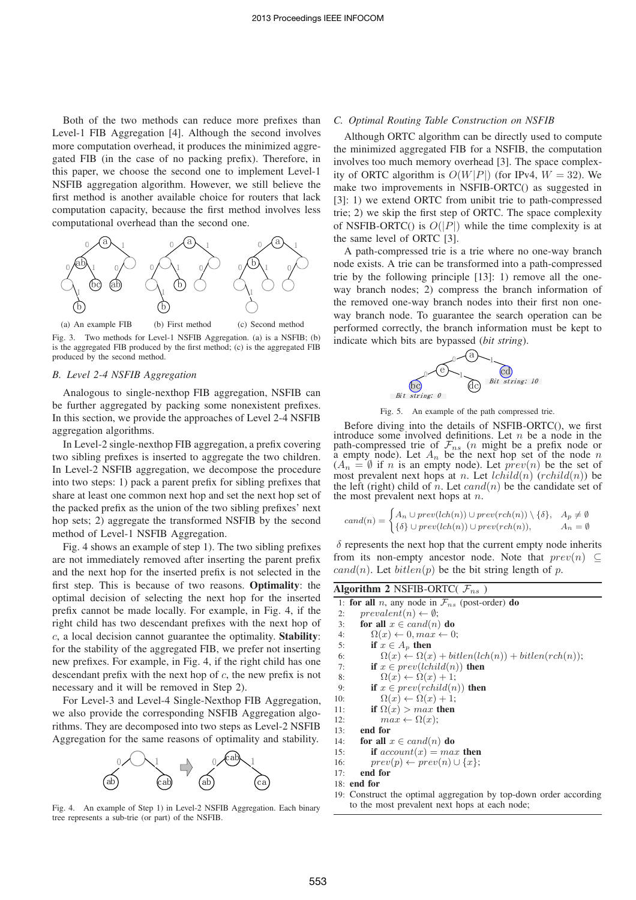Both of the two methods can reduce more prefixes than Level-1 FIB Aggregation [4]. Although the second involves more computation overhead, it produces the minimized aggregated FIB (in the case of no packing prefix). Therefore, in this paper, we choose the second one to implement Level-1 NSFIB aggregation algorithm. However, we still believe the first method is another available choice for routers that lack computation capacity, because the first method involves less computational overhead than the second one.

(a) An example FIB (b) First method (c) Second method

Fig. 3. Two methods for Level-1 NSFIB Aggregation. (a) is a NSFIB; (b) is the aggregated FIB produced by the first method; (c) is the aggregated FIB produced by the second method.

### B. Level 2-4 NSFIB Aggregation

Analogous to single-nexthop FIB aggregation, NSFIB can be further aggregated by packing some nonexistent prefixes. In this section, we provide the approaches of Level 2-4 NSFIB aggregation algorithms.

In Level-2 single-nexthop FIB aggregation, a prefix covering two sibling prefixes is inserted to aggregate the two children. In Level-2 NSFIB aggregation, we decompose the procedure into two steps: 1) pack a parent prefix for sibling prefixes that share at least one common next hop and set the next hop set of the packed prefix as the union of the two sibling prefixes' next hop sets; 2) aggregate the transformed NSFIB by the second method of Level-1 NSFIB Aggregation.

Fig. 4 shows an example of step 1). The two sibling prefixes are not immediately removed after inserting the parent prefix and the next hop for the inserted prefix is not selected in the first step. This is because of two reasons. **Optimality**: the optimal decision of selecting the next hop for the inserted prefix cannot be made locally. For example, in Fig. 4, if the right child has two descendant prefixes with the next hop of $c$, a local decision cannot guarantee the optimality. **Stability**: for the stability of the aggregated FIB, we prefer not inserting new prefixes. For example, in Fig. 4, if the right child has one descendant prefix with the next hop of $c$, the new prefix is not necessary and it will be removed in Step 2).

For Level-3 and Level-4 Single-Nexthop FIB Aggregation, we also provide the corresponding NSFIB Aggregation algorithms. They are decomposed into two steps as Level-2 NSFIB Aggregation for the same reasons of optimality and stability.

Fig. 4. An example of Step 1) in Level-2 NSFIB Aggregation. Each binary tree represents a sub-trie (or part) of the NSFIB.

### C. Optimal Routing Table Construction on NSFIB

Although ORTC algorithm can be directly used to compute the minimized aggregated FIB for a NSFIB, the computation involves too much memory overhead [3]. The space complexity of ORTC algorithm is $O(W|P|)$ (for IPv4, $W = 32$). We make two improvements in NSFIB-ORTC() as suggested in [3]: 1) we extend ORTC from unibit trie to path-compressed trie; 2) we skip the first step of ORTC. The space complexity of NSFIB-ORTC() is $O(|P|)$ while the time complexity is at the same level of ORTC [3].

A path-compressed trie is a trie where no one-way branch node exists. A trie can be transformed into a path-compressed trie by the following principle [13]: 1) remove all the one-way branch nodes; 2) compress the branch information of the removed one-way branch nodes into their first non one-way branch node. To guarantee the search operation can be performed correctly, the branch information must be kept to indicate which bits are bypassed (*bit string*).

Fig. 5. An example of the path compressed trie.

Before diving into the details of NSFIB-ORTC(), we first introduce some involved definitions. Let $n$ be a node in the path-compressed trie of $\mathcal{F}_{ns}$ ($n$ might be a prefix node or a empty node). Let $A_n$ be the next hop set of the node $n$ ($A_n = \emptyset$ if $n$ is an empty node). Let $prev(n)$ be the set of most prevalent next hops at $n$. Let $lchild(n)$ ($rchild(n)$) be the left (right) child of $n$. Let $cand(n)$ be the candidate set of the most prevalent next hops at $n$.

$$cand(n) = \begin{cases} A_n \cup prev(lch(n)) \cup prev(rch(n)) \setminus \{\delta\}, & A_p \neq \emptyset \\ \{\delta\} \cup prev(lch(n)) \cup prev(rch(n)), & A_n = \emptyset \end{cases}$$

$\delta$ represents the next hop that the current empty node inherits from its non-empty ancestor node. Note that $prev(n) \subseteq cand(n)$. Let $bitlen(p)$ be the bit string length of $p$.

**Algorithm 2** NSFIB-ORTC( $\mathcal{F}_{ns}$ )

```
1: for all n, any node in F_ns (post-order) do
2:    prevalent(n) ← ∅;
3:    for all x ∈ cand(n) do
4:       Ω(x) ← 0, max ← 0;
5:       if x ∈ A_p then
6:          Ω(x) ← Ω(x) + bitlen(lch(n)) + bitlen(rch(n));
7:       if x ∈ prev(lchild(n)) then
8:          Ω(x) ← Ω(x) + 1;
9:       if x ∈ prev(rchild(n)) then
10:         Ω(x) ← Ω(x) + 1;
11:      if Ω(x) > max then
12:         max ← Ω(x);
13:   end for
14:   for all x ∈ cand(n) do
15:      if account(x) = max then
16:         prev(p) ← prev(n) ∪ {x};
17:   end for
18: end for
19: Construct the optimal aggregation by top-down order according
    to the most prevalent next hops at each node;
```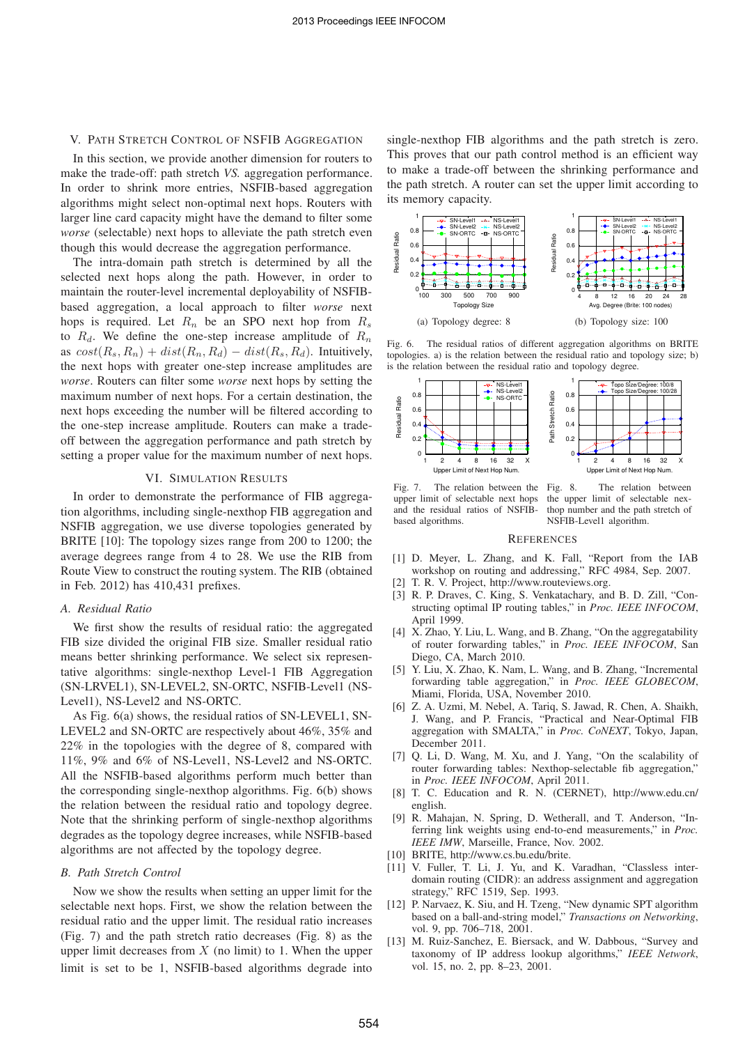## V. PATH STRETCH CONTROL OF NSFIB AGGREGATION

In this section, we provide another dimension for routers to make the trade-off: path stretch *VS.* aggregation performance. In order to shrink more entries, NSFIB-based aggregation algorithms might select non-optimal next hops. Routers with larger line card capacity might have the demand to filter some *worse* (selectable) next hops to alleviate the path stretch even though this would decrease the aggregation performance.

The intra-domain path stretch is determined by all the selected next hops along the path. However, in order to maintain the router-level incremental deployability of NSFIB-based aggregation, a local approach to filter *worse* next hops is required. Let $R_n$ be an SPO next hop from $R_s$ to $R_d$. We define the one-step increase amplitude of $R_n$ as $cost(R_s, R_n) + dist(R_n, R_d) - dist(R_s, R_d)$. Intuitively, the next hops with greater one-step increase amplitudes are *worse*. Routers can filter some *worse* next hops by setting the maximum number of next hops. For a certain destination, the next hops exceeding the number will be filtered according to the one-step increase amplitude. Routers can make a trade-off between the aggregation performance and path stretch by setting a proper value for the maximum number of next hops.

## VI. SIMULATION RESULTS

In order to demonstrate the performance of FIB aggregation algorithms, including single-nexthop FIB aggregation and NSFIB aggregation, we use diverse topologies generated by BRITE [10]: The topology sizes range from 200 to 1200; the average degrees range from 4 to 28. We use the RIB from Route View to construct the routing system. The RIB (obtained in Feb. 2012) has 410,431 prefixes.

### A. Residual Ratio

We first show the results of residual ratio: the aggregated FIB size divided the original FIB size. Smaller residual ratio means better shrinking performance. We select six representative algorithms: single-nexthop Level-1 FIB Aggregation (SN-LRVEL1), SN-LEVEL2, SN-ORTC, NSFIB-Level1 (NS-Level1), NS-Level2 and NS-ORTC.

As Fig. 6(a) shows, the residual ratios of SN-LEVEL1, SN-LEVEL2 and SN-ORTC are respectively about 46%, 35% and 22% in the topologies with the degree of 8, compared with 11%, 9% and 6% of NS-Level1, NS-Level2 and NS-ORTC. All the NSFIB-based algorithms perform much better than the corresponding single-nexthop algorithms. Fig. 6(b) shows the relation between the residual ratio and topology degree. Note that the shrinking perform of single-nexthop algorithms degrades as the topology degree increases, while NSFIB-based algorithms are not affected by the topology degree.

### B. Path Stretch Control

Now we show the results when setting an upper limit for the selectable next hops. First, we show the relation between the residual ratio and the upper limit. The residual ratio increases (Fig. 7) and the path stretch ratio decreases (Fig. 8) as the upper limit decreases from $X$ (no limit) to 1. When the upper limit is set to be 1, NSFIB-based algorithms degrade into single-nexthop FIB algorithms and the path stretch is zero. This proves that our path control method is an efficient way to make a trade-off between the shrinking performance and the path stretch. A router can set the upper limit according to its memory capacity.

Residual Ratio
SN-Level1, NS-Level1, SN-Level2, NS-Level2, SN-ORTC, NS-ORTC
Topology Size
100 300 500 700 900

(a) Topology degree: 8

Residual Ratio
SN-Level1, NS-Level1, SN-Level2, NS-Level2, SN-ORTC, NS-ORTC
Avg. Degree (Brite: 100 nodes)
4 8 12 16 20 24 28

(b) Topology size: 100

Fig. 6. The residual ratios of different aggregation algorithms on BRITE topologies. a) is the relation between the residual ratio and topology size; b) is the relation between the residual ratio and topology degree.

Residual Ratio
NS-Level1, NS-Level2, NS-ORTC
Upper Limit of Next Hop Num.
1 2 4 8 16 32 X

Fig. 7. The relation between the upper limit of selectable next hops and the residual ratios of NSFIB-based algorithms.

Path Stretch Ratio
Topo Size/Degree: 100/8, Topo Size/Degree: 100/28
Upper Limit of Next Hop Num.
1 2 4 8 16 32 X

Fig. 8. The relation between the upper limit of selectable nexthop number and the path stretch of NSFIB-Level1 algorithm.

## REFERENCES

[1] D. Meyer, L. Zhang, and K. Fall, "Report from the IAB workshop on routing and addressing," RFC 4984, Sep. 2007.

[2] T. R. V. Project, http://www.routeviews.org.

[3] R. P. Draves, C. King, S. Venkatachary, and B. D. Zill, "Constructing optimal IP routing tables," in *Proc. IEEE INFOCOM*, April 1999.

[4] X. Zhao, Y. Liu, L. Wang, and B. Zhang, "On the aggregatability of router forwarding tables," in *Proc. IEEE INFOCOM*, San Diego, CA, March 2010.

[5] Y. Liu, X. Zhao, K. Nam, L. Wang, and B. Zhang, "Incremental forwarding table aggregation," in *Proc. IEEE GLOBECOM*, Miami, Florida, USA, November 2010.

[6] Z. A. Uzmi, M. Nebel, A. Tariq, S. Jawad, R. Chen, A. Shaikh, J. Wang, and P. Francis, "Practical and Near-Optimal FIB aggregation with SMALTA," in *Proc. CoNEXT*, Tokyo, Japan, December 2011.

[7] Q. Li, D. Wang, M. Xu, and J. Yang, "On the scalability of router forwarding tables: Nexthop-selectable fib aggregation," in *Proc. IEEE INFOCOM*, April 2011.

[8] T. C. Education and R. N. (CERNET), http://www.edu.cn/english.

[9] R. Mahajan, N. Spring, D. Wetherall, and T. Anderson, "Inferring link weights using end-to-end measurements," in *Proc. IEEE IMW*, Marseille, France, Nov. 2002.

[10] BRITE, http://www.cs.bu.edu/brite.

[11] V. Fuller, T. Li, J. Yu, and K. Varadhan, "Classless interdomain routing (CIDR): an address assignment and aggregation strategy," RFC 1519, Sep. 1993.

[12] P. Narvaez, K. Siu, and H. Tzeng, "New dynamic SPT algorithm based on a ball-and-string model," *Transactions on Networking*, vol. 9, pp. 706–718, 2001.

[13] M. Ruiz-Sanchez, E. Biersack, and W. Dabbous, "Survey and taxonomy of IP address lookup algorithms," *IEEE Network*, vol. 15, no. 2, pp. 8–23, 2001.